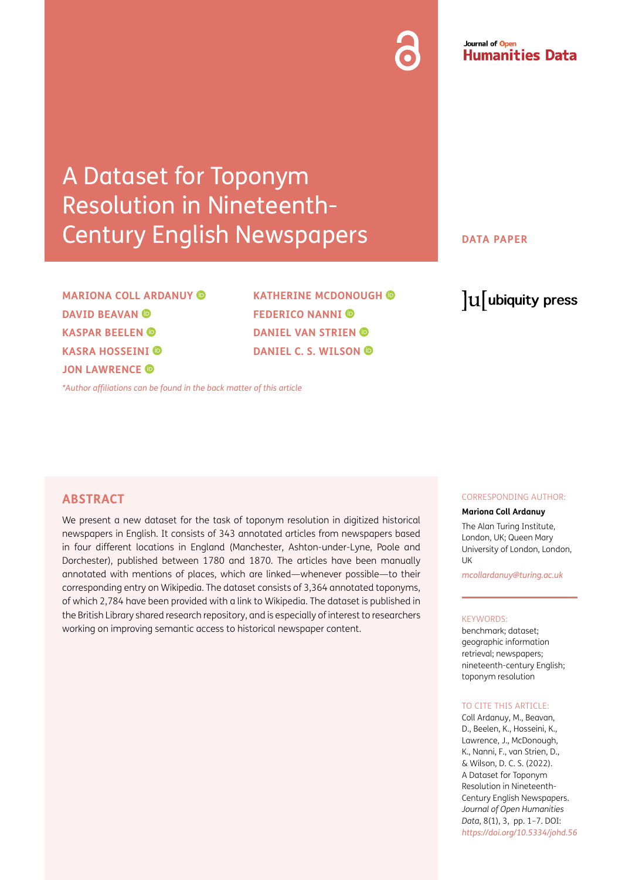Journal of Open Humanities Data

# A Dataset for Toponym Resolution in Nineteenth-Century English Newspapers

DATA PAPER

**MARIONA COLL ARDANUY**
**DAVID BEAVAN**
**KASPAR BEELEN**
**KASRA HOSSEINI**
**JON LAWRENCE**
**KATHERINE MCDONOUGH**
**FEDERICO NANNI**
**DANIEL VAN STRIEN**
**DANIEL C. S. WILSON**

*\*Author affiliations can be found in the back matter of this article*

ubiquity press

## ABSTRACT

We present a new dataset for the task of toponym resolution in digitized historical newspapers in English. It consists of 343 annotated articles from newspapers based in four different locations in England (Manchester, Ashton-under-Lyne, Poole and Dorchester), published between 1780 and 1870. The articles have been manually annotated with mentions of places, which are linked—whenever possible—to their corresponding entry on Wikipedia. The dataset consists of 3,364 annotated toponyms, of which 2,784 have been provided with a link to Wikipedia. The dataset is published in the British Library shared research repository, and is especially of interest to researchers working on improving semantic access to historical newspaper content.

CORRESPONDING AUTHOR:

**Mariona Coll Ardanuy**

The Alan Turing Institute, London, UK; Queen Mary University of London, London, UK

*mcollardanuy@turing.ac.uk*

KEYWORDS:

benchmark; dataset; geographic information retrieval; newspapers; nineteenth-century English; toponym resolution

TO CITE THIS ARTICLE:

Coll Ardanuy, M., Beavan, D., Beelen, K., Hosseini, K., Lawrence, J., McDonough, K., Nanni, F., van Strien, D., & Wilson, D. C. S. (2022). A Dataset for Toponym Resolution in Nineteenth-Century English Newspapers. *Journal of Open Humanities Data*, 8(1), 3, pp. 1–7. DOI: *https://doi.org/10.5334/johd.56*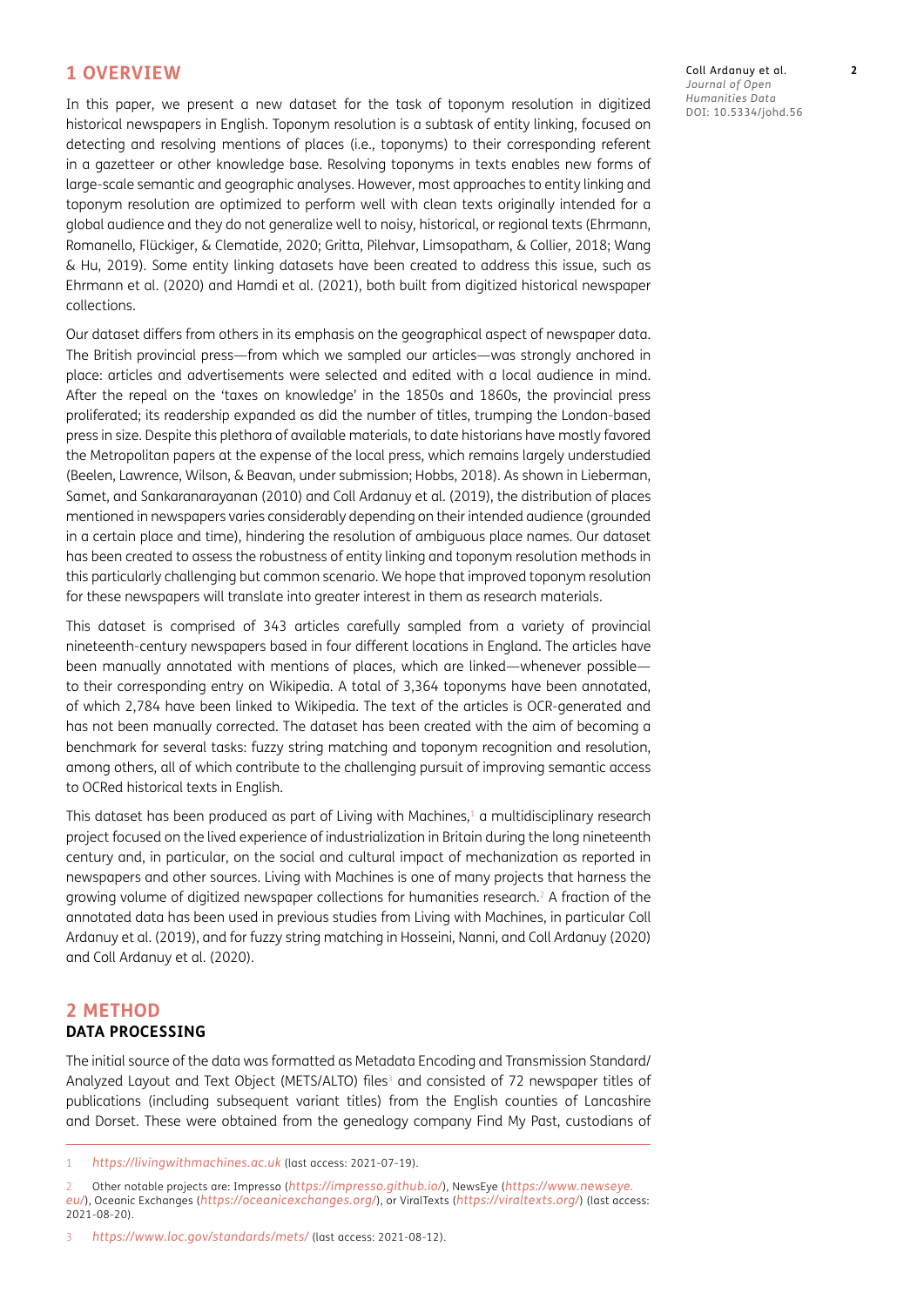## 1 OVERVIEW

In this paper, we present a new dataset for the task of toponym resolution in digitized historical newspapers in English. Toponym resolution is a subtask of entity linking, focused on detecting and resolving mentions of places (i.e., toponyms) to their corresponding referent in a gazetteer or other knowledge base. Resolving toponyms in texts enables new forms of large-scale semantic and geographic analyses. However, most approaches to entity linking and toponym resolution are optimized to perform well with clean texts originally intended for a global audience and they do not generalize well to noisy, historical, or regional texts (Ehrmann, Romanello, Flückiger, & Clematide, 2020; Gritta, Pilehvar, Limsopatham, & Collier, 2018; Wang & Hu, 2019). Some entity linking datasets have been created to address this issue, such as Ehrmann et al. (2020) and Hamdi et al. (2021), both built from digitized historical newspaper collections.

Our dataset differs from others in its emphasis on the geographical aspect of newspaper data. The British provincial press—from which we sampled our articles—was strongly anchored in place: articles and advertisements were selected and edited with a local audience in mind. After the repeal on the 'taxes on knowledge' in the 1850s and 1860s, the provincial press proliferated; its readership expanded as did the number of titles, trumping the London-based press in size. Despite this plethora of available materials, to date historians have mostly favored the Metropolitan papers at the expense of the local press, which remains largely understudied (Beelen, Lawrence, Wilson, & Beavan, under submission; Hobbs, 2018). As shown in Lieberman, Samet, and Sankaranarayanan (2010) and Coll Ardanuy et al. (2019), the distribution of places mentioned in newspapers varies considerably depending on their intended audience (grounded in a certain place and time), hindering the resolution of ambiguous place names. Our dataset has been created to assess the robustness of entity linking and toponym resolution methods in this particularly challenging but common scenario. We hope that improved toponym resolution for these newspapers will translate into greater interest in them as research materials.

This dataset is comprised of 343 articles carefully sampled from a variety of provincial nineteenth-century newspapers based in four different locations in England. The articles have been manually annotated with mentions of places, which are linked—whenever possible—to their corresponding entry on Wikipedia. A total of 3,364 toponyms have been annotated, of which 2,784 have been linked to Wikipedia. The text of the articles is OCR-generated and has not been manually corrected. The dataset has been created with the aim of becoming a benchmark for several tasks: fuzzy string matching and toponym recognition and resolution, among others, all of which contribute to the challenging pursuit of improving semantic access to OCRed historical texts in English.

This dataset has been produced as part of Living with Machines,[1] a multidisciplinary research project focused on the lived experience of industrialization in Britain during the long nineteenth century and, in particular, on the social and cultural impact of mechanization as reported in newspapers and other sources. Living with Machines is one of many projects that harness the growing volume of digitized newspaper collections for humanities research.[2] A fraction of the annotated data has been used in previous studies from Living with Machines, in particular Coll Ardanuy et al. (2019), and for fuzzy string matching in Hosseini, Nanni, and Coll Ardanuy (2020) and Coll Ardanuy et al. (2020).

## 2 METHOD

### DATA PROCESSING

The initial source of the data was formatted as Metadata Encoding and Transmission Standard/ Analyzed Layout and Text Object (METS/ALTO) files[3] and consisted of 72 newspaper titles of publications (including subsequent variant titles) from the English counties of Lancashire and Dorset. These were obtained from the genealogy company Find My Past, custodians of

---

1 *https://livingwithmachines.ac.uk* (last access: 2021-07-19).

2 Other notable projects are: Impresso (*https://impresso.github.io/*), NewsEye (*https://www.newseye.eu/*), Oceanic Exchanges (*https://oceanicexchanges.org/*), or ViralTexts (*https://viraltexts.org/*) (last access: 2021-08-20).

3 *https://www.loc.gov/standards/mets/* (last access: 2021-08-12).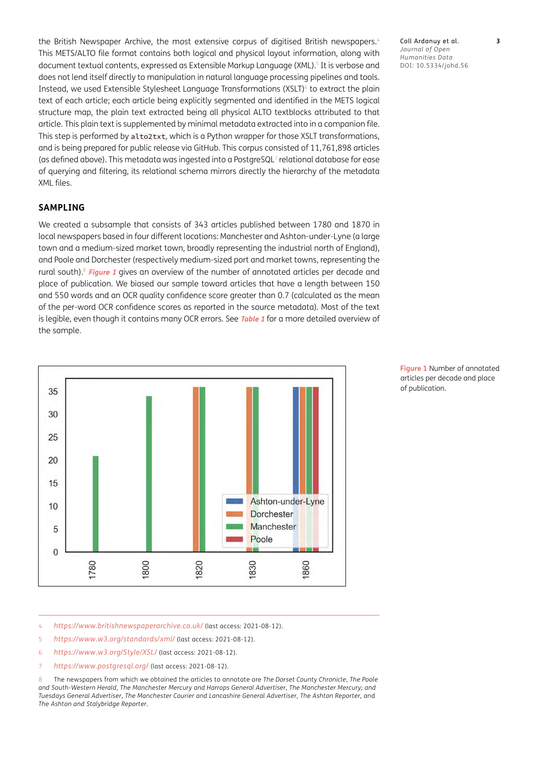the British Newspaper Archive, the most extensive corpus of digitised British newspapers.[4] This METS/ALTO file format contains both logical and physical layout information, along with document textual contents, expressed as Extensible Markup Language (XML).[5] It is verbose and does not lend itself directly to manipulation in natural language processing pipelines and tools. Instead, we used Extensible Stylesheet Language Transformations (XSLT)[6] to extract the plain text of each article; each article being explicitly segmented and identified in the METS logical structure map, the plain text extracted being all physical ALTO textblocks attributed to that article. This plain text is supplemented by minimal metadata extracted into in a companion file. This step is performed by `alto2txt`, which is a Python wrapper for those XSLT transformations, and is being prepared for public release via GitHub. This corpus consisted of 11,761,898 articles (as defined above). This metadata was ingested into a PostgreSQL[7] relational database for ease of querying and filtering, its relational schema mirrors directly the hierarchy of the metadata XML files.

## SAMPLING

We created a subsample that consists of 343 articles published between 1780 and 1870 in local newspapers based in four different locations: Manchester and Ashton-under-Lyne (a large town and a medium-sized market town, broadly representing the industrial north of England), and Poole and Dorchester (respectively medium-sized port and market towns, representing the rural south).[8] *Figure 1* gives an overview of the number of annotated articles per decade and place of publication. We biased our sample toward articles that have a length between 150 and 550 words and an OCR quality confidence score greater than 0.7 (calculated as the mean of the per-word OCR confidence scores as reported in the source metadata). Most of the text is legible, even though it contains many OCR errors. See *Table 1* for a more detailed overview of the sample.

**Figure 1** Number of annotated articles per decade and place of publication.

---

4 https://www.britishnewspaperarchive.co.uk/ (last access: 2021-08-12).

5 https://www.w3.org/standards/xml/ (last access: 2021-08-12).

6 https://www.w3.org/Style/XSL/ (last access: 2021-08-12).

7 https://www.postgresql.org/ (last access: 2021-08-12).

8 The newspapers from which we obtained the articles to annotate are *The Dorset County Chronicle*, *The Poole and South-Western Herald*, *The Manchester Mercury and Harrops General Advertiser*, *The Manchester Mercury; and Tuesdays General Advertiser*, *The Manchester Courier and Lancashire General Advertiser*, *The Ashton Reporter*, and *The Ashton and Stalybridge Reporter*.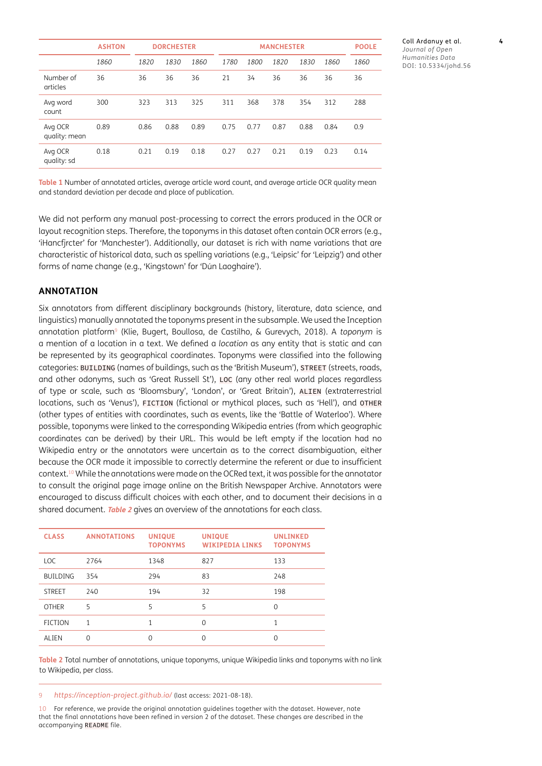| | ASHTON | DORCHESTER | | | MANCHESTER | | | | | POOLE |
|---|---|---|---|---|---|---|---|---|---|---|
| | *1860* | *1820* | *1830* | *1860* | *1780* | *1800* | *1820* | *1830* | *1860* | *1860* |
| Number of articles | 36 | 36 | 36 | 36 | 21 | 34 | 36 | 36 | 36 | 36 |
| Avg word count | 300 | 323 | 313 | 325 | 311 | 368 | 378 | 354 | 312 | 288 |
| Avg OCR quality: mean | 0.89 | 0.86 | 0.88 | 0.89 | 0.75 | 0.77 | 0.87 | 0.88 | 0.84 | 0.9 |
| Avg OCR quality: sd | 0.18 | 0.21 | 0.19 | 0.18 | 0.27 | 0.27 | 0.21 | 0.19 | 0.23 | 0.14 |

**Table 1** Number of annotated articles, average article word count, and average article OCR quality mean and standard deviation per decade and place of publication.

We did not perform any manual post-processing to correct the errors produced in the OCR or layout recognition steps. Therefore, the toponyms in this dataset often contain OCR errors (e.g., 'iHancfjrcter' for 'Manchester'). Additionally, our dataset is rich with name variations that are characteristic of historical data, such as spelling variations (e.g., 'Leipsic' for 'Leipzig') and other forms of name change (e.g., 'Kingstown' for 'Dún Laoghaire').

## ANNOTATION

Six annotators from different disciplinary backgrounds (history, literature, data science, and linguistics) manually annotated the toponyms present in the subsample. We used the Inception annotation platform[9] (Klie, Bugert, Boullosa, de Castilho, & Gurevych, 2018). A *toponym* is a mention of a location in a text. We defined a *location* as any entity that is static and can be represented by its geographical coordinates. Toponyms were classified into the following categories: `BUILDING` (names of buildings, such as the 'British Museum'), `STREET` (streets, roads, and other odonyms, such as 'Great Russell St'), `LOC` (any other real world places regardless of type or scale, such as 'Bloomsbury', 'London', or 'Great Britain'), `ALIEN` (extraterrestrial locations, such as 'Venus'), `FICTION` (fictional or mythical places, such as 'Hell'), and `OTHER` (other types of entities with coordinates, such as events, like the 'Battle of Waterloo'). Where possible, toponyms were linked to the corresponding Wikipedia entries (from which geographic coordinates can be derived) by their URL. This would be left empty if the location had no Wikipedia entry or the annotators were uncertain as to the correct disambiguation, either because the OCR made it impossible to correctly determine the referent or due to insufficient context.[10] While the annotations were made on the OCRed text, it was possible for the annotator to consult the original page image online on the British Newspaper Archive. Annotators were encouraged to discuss difficult choices with each other, and to document their decisions in a shared document. ***Table 2*** gives an overview of the annotations for each class.

| CLASS | ANNOTATIONS | UNIQUE TOPONYMS | UNIQUE WIKIPEDIA LINKS | UNLINKED TOPONYMS |
|---|---|---|---|---|
| LOC | 2764 | 1348 | 827 | 133 |
| BUILDING | 354 | 294 | 83 | 248 |
| STREET | 240 | 194 | 32 | 198 |
| OTHER | 5 | 5 | 5 | 0 |
| FICTION | 1 | 1 | 0 | 1 |
| ALIEN | 0 | 0 | 0 | 0 |

**Table 2** Total number of annotations, unique toponyms, unique Wikipedia links and toponyms with no link to Wikipedia, per class.

---

9 *https://inception-project.github.io/* (last access: 2021-08-18).

10 For reference, we provide the original annotation guidelines together with the dataset. However, note that the final annotations have been refined in version 2 of the dataset. These changes are described in the accompanying `README` file.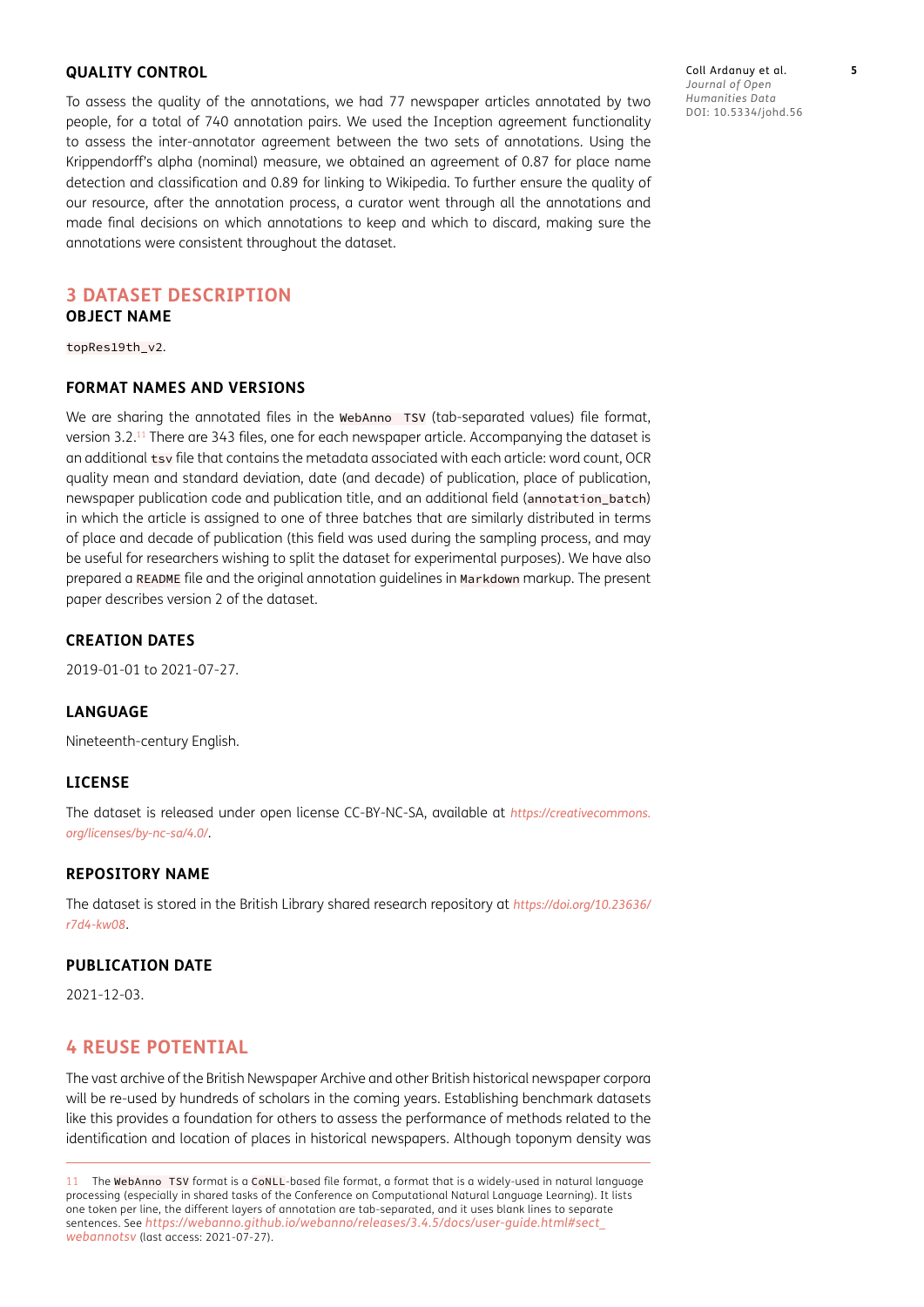### QUALITY CONTROL

To assess the quality of the annotations, we had 77 newspaper articles annotated by two people, for a total of 740 annotation pairs. We used the Inception agreement functionality to assess the inter-annotator agreement between the two sets of annotations. Using the Krippendorff's alpha (nominal) measure, we obtained an agreement of 0.87 for place name detection and classification and 0.89 for linking to Wikipedia. To further ensure the quality of our resource, after the annotation process, a curator went through all the annotations and made final decisions on which annotations to keep and which to discard, making sure the annotations were consistent throughout the dataset.

## 3 DATASET DESCRIPTION

### OBJECT NAME

`topRes19th_v2`.

### FORMAT NAMES AND VERSIONS

We are sharing the annotated files in the `WebAnno TSV` (tab-separated values) file format, version 3.2.[11] There are 343 files, one for each newspaper article. Accompanying the dataset is an additional `tsv` file that contains the metadata associated with each article: word count, OCR quality mean and standard deviation, date (and decade) of publication, place of publication, newspaper publication code and publication title, and an additional field (`annotation_batch`) in which the article is assigned to one of three batches that are similarly distributed in terms of place and decade of publication (this field was used during the sampling process, and may be useful for researchers wishing to split the dataset for experimental purposes). We have also prepared a `README` file and the original annotation guidelines in `Markdown` markup. The present paper describes version 2 of the dataset.

### CREATION DATES

2019-01-01 to 2021-07-27.

### LANGUAGE

Nineteenth-century English.

### LICENSE

The dataset is released under open license CC-BY-NC-SA, available at *https://creativecommons.org/licenses/by-nc-sa/4.0/*.

### REPOSITORY NAME

The dataset is stored in the British Library shared research repository at *https://doi.org/10.23636/r7d4-kw08*.

### PUBLICATION DATE

2021-12-03.

## 4 REUSE POTENTIAL

The vast archive of the British Newspaper Archive and other British historical newspaper corpora will be re-used by hundreds of scholars in the coming years. Establishing benchmark datasets like this provides a foundation for others to assess the performance of methods related to the identification and location of places in historical newspapers. Although toponym density was

---

11 The `WebAnno TSV` format is a `CoNLL`-based file format, a format that is a widely-used in natural language processing (especially in shared tasks of the Conference on Computational Natural Language Learning). It lists one token per line, the different layers of annotation are tab-separated, and it uses blank lines to separate sentences. See *https://webanno.github.io/webanno/releases/3.4.5/docs/user-guide.html#sect_webannotsv* (last access: 2021-07-27).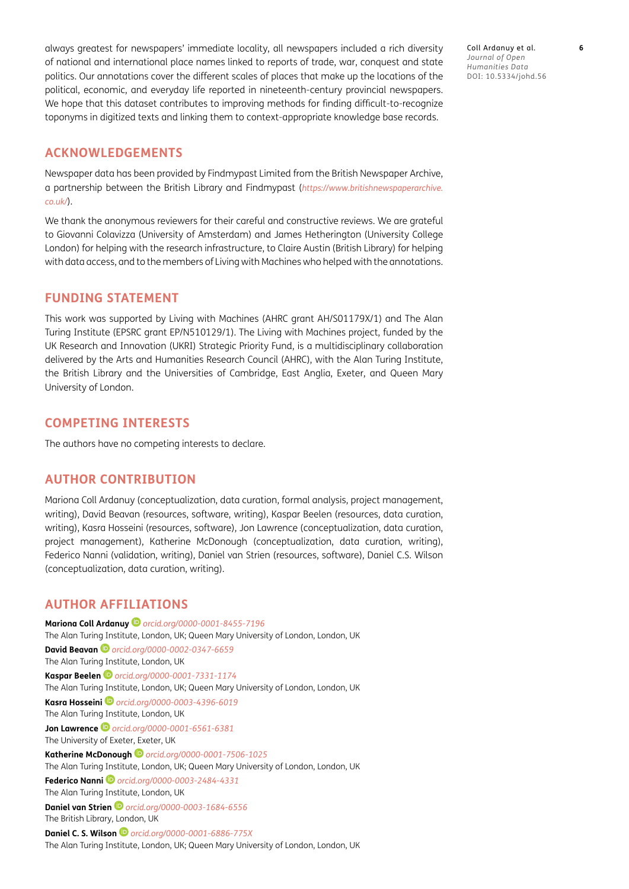always greatest for newspapers' immediate locality, all newspapers included a rich diversity of national and international place names linked to reports of trade, war, conquest and state politics. Our annotations cover the different scales of places that make up the locations of the political, economic, and everyday life reported in nineteenth-century provincial newspapers. We hope that this dataset contributes to improving methods for finding difficult-to-recognize toponyms in digitized texts and linking them to context-appropriate knowledge base records.

## ACKNOWLEDGEMENTS

Newspaper data has been provided by Findmypast Limited from the British Newspaper Archive, a partnership between the British Library and Findmypast (*https://www.britishnewspaperarchive.co.uk/*).

We thank the anonymous reviewers for their careful and constructive reviews. We are grateful to Giovanni Colavizza (University of Amsterdam) and James Hetherington (University College London) for helping with the research infrastructure, to Claire Austin (British Library) for helping with data access, and to the members of Living with Machines who helped with the annotations.

## FUNDING STATEMENT

This work was supported by Living with Machines (AHRC grant AH/S01179X/1) and The Alan Turing Institute (EPSRC grant EP/N510129/1). The Living with Machines project, funded by the UK Research and Innovation (UKRI) Strategic Priority Fund, is a multidisciplinary collaboration delivered by the Arts and Humanities Research Council (AHRC), with the Alan Turing Institute, the British Library and the Universities of Cambridge, East Anglia, Exeter, and Queen Mary University of London.

## COMPETING INTERESTS

The authors have no competing interests to declare.

## AUTHOR CONTRIBUTION

Mariona Coll Ardanuy (conceptualization, data curation, formal analysis, project management, writing), David Beavan (resources, software, writing), Kaspar Beelen (resources, data curation, writing), Kasra Hosseini (resources, software), Jon Lawrence (conceptualization, data curation, project management), Katherine McDonough (conceptualization, data curation, writing), Federico Nanni (validation, writing), Daniel van Strien (resources, software), Daniel C.S. Wilson (conceptualization, data curation, writing).

## AUTHOR AFFILIATIONS

**Mariona Coll Ardanuy** *orcid.org/0000-0001-8455-7196*
The Alan Turing Institute, London, UK; Queen Mary University of London, London, UK

**David Beavan** *orcid.org/0000-0002-0347-6659*
The Alan Turing Institute, London, UK

**Kaspar Beelen** *orcid.org/0000-0001-7331-1174*
The Alan Turing Institute, London, UK; Queen Mary University of London, London, UK

**Kasra Hosseini** *orcid.org/0000-0003-4396-6019*
The Alan Turing Institute, London, UK

**Jon Lawrence** *orcid.org/0000-0001-6561-6381*
The University of Exeter, Exeter, UK

**Katherine McDonough** *orcid.org/0000-0001-7506-1025*
The Alan Turing Institute, London, UK; Queen Mary University of London, London, UK

**Federico Nanni** *orcid.org/0000-0003-2484-4331*
The Alan Turing Institute, London, UK

**Daniel van Strien** *orcid.org/0000-0003-1684-6556*
The British Library, London, UK

**Daniel C. S. Wilson** *orcid.org/0000-0001-6886-775X*
The Alan Turing Institute, London, UK; Queen Mary University of London, London, UK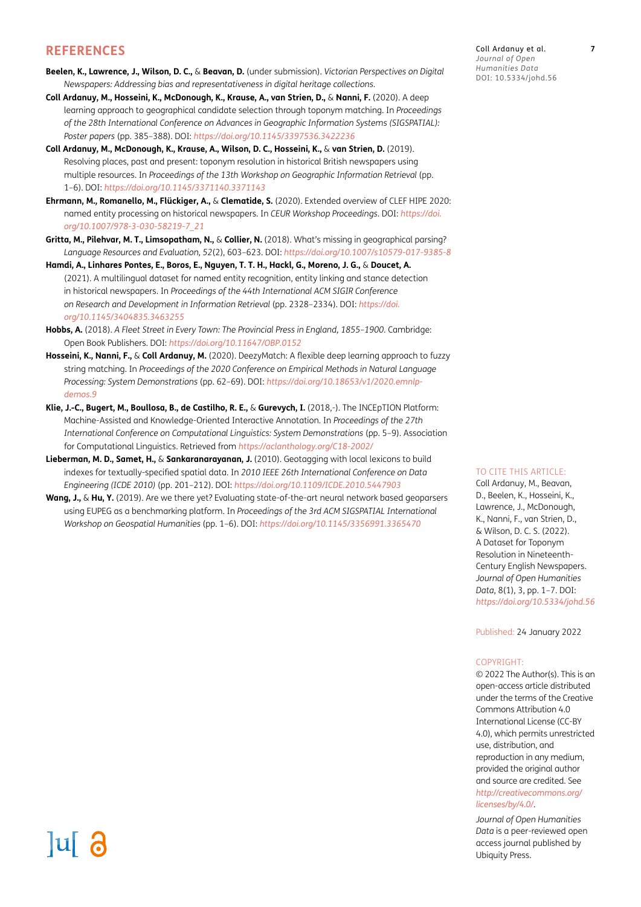## REFERENCES

**Beelen, K., Lawrence, J., Wilson, D. C.,** & **Beavan, D.** (under submission). *Victorian Perspectives on Digital Newspapers: Addressing bias and representativeness in digital heritage collections.*

**Coll Ardanuy, M., Hosseini, K., McDonough, K., Krause, A., van Strien, D.,** & **Nanni, F.** (2020). A deep learning approach to geographical candidate selection through toponym matching. In *Proceedings of the 28th International Conference on Advances in Geographic Information Systems (SIGSPATIAL): Poster papers* (pp. 385–388). DOI: *https://doi.org/10.1145/3397536.3422236*

**Coll Ardanuy, M., McDonough, K., Krause, A., Wilson, D. C., Hosseini, K.,** & **van Strien, D.** (2019). Resolving places, past and present: toponym resolution in historical British newspapers using multiple resources. In *Proceedings of the 13th Workshop on Geographic Information Retrieval* (pp. 1–6). DOI: *https://doi.org/10.1145/3371140.3371143*

**Ehrmann, M., Romanello, M., Flückiger, A.,** & **Clematide, S.** (2020). Extended overview of CLEF HIPE 2020: named entity processing on historical newspapers. In *CEUR Workshop Proceedings*. DOI: *https://doi.org/10.1007/978-3-030-58219-7_21*

**Gritta, M., Pilehvar, M. T., Limsopatham, N.,** & **Collier, N.** (2018). What's missing in geographical parsing? *Language Resources and Evaluation, 52*(2), 603–623. DOI: *https://doi.org/10.1007/s10579-017-9385-8*

**Hamdi, A., Linhares Pontes, E., Boros, E., Nguyen, T. T. H., Hackl, G., Moreno, J. G.,** & **Doucet, A.** (2021). A multilingual dataset for named entity recognition, entity linking and stance detection in historical newspapers. In *Proceedings of the 44th International ACM SIGIR Conference on Research and Development in Information Retrieval* (pp. 2328–2334). DOI: *https://doi.org/10.1145/3404835.3463255*

**Hobbs, A.** (2018). *A Fleet Street in Every Town: The Provincial Press in England, 1855–1900.* Cambridge: Open Book Publishers. DOI: *https://doi.org/10.11647/OBP.0152*

**Hosseini, K., Nanni, F.,** & **Coll Ardanuy, M.** (2020). DeezyMatch: A flexible deep learning approach to fuzzy string matching. In *Proceedings of the 2020 Conference on Empirical Methods in Natural Language Processing: System Demonstrations* (pp. 62–69). DOI: *https://doi.org/10.18653/v1/2020.emnlp-demos.9*

**Klie, J.-C., Bugert, M., Boullosa, B., de Castilho, R. E.,** & **Gurevych, I.** (2018,-). The INCEpTION Platform: Machine-Assisted and Knowledge-Oriented Interactive Annotation. In *Proceedings of the 27th International Conference on Computational Linguistics: System Demonstrations* (pp. 5–9). Association for Computational Linguistics. Retrieved from *https://aclanthology.org/C18-2002/*

**Lieberman, M. D., Samet, H.,** & **Sankaranarayanan, J.** (2010). Geotagging with local lexicons to build indexes for textually-specified spatial data. In *2010 IEEE 26th International Conference on Data Engineering (ICDE 2010)* (pp. 201–212). DOI: *https://doi.org/10.1109/ICDE.2010.5447903*

**Wang, J.,** & **Hu, Y.** (2019). Are we there yet? Evaluating state-of-the-art neural network based geoparsers using EUPEG as a benchmarking platform. In *Proceedings of the 3rd ACM SIGSPATIAL International Workshop on Geospatial Humanities* (pp. 1–6). DOI: *https://doi.org/10.1145/3356991.3365470*

TO CITE THIS ARTICLE:

Coll Ardanuy, M., Beavan, D., Beelen, K., Hosseini, K., Lawrence, J., McDonough, K., Nanni, F., van Strien, D., & Wilson, D. C. S. (2022). A Dataset for Toponym Resolution in Nineteenth-Century English Newspapers. *Journal of Open Humanities Data*, 8(1), 3, pp. 1–7. DOI: *https://doi.org/10.5334/johd.56*

Published: 24 January 2022

COPYRIGHT:

© 2022 The Author(s). This is an open-access article distributed under the terms of the Creative Commons Attribution 4.0 International License (CC-BY 4.0), which permits unrestricted use, distribution, and reproduction in any medium, provided the original author and source are credited. See *http://creativecommons.org/licenses/by/4.0/*.

*Journal of Open Humanities Data* is a peer-reviewed open access journal published by Ubiquity Press.